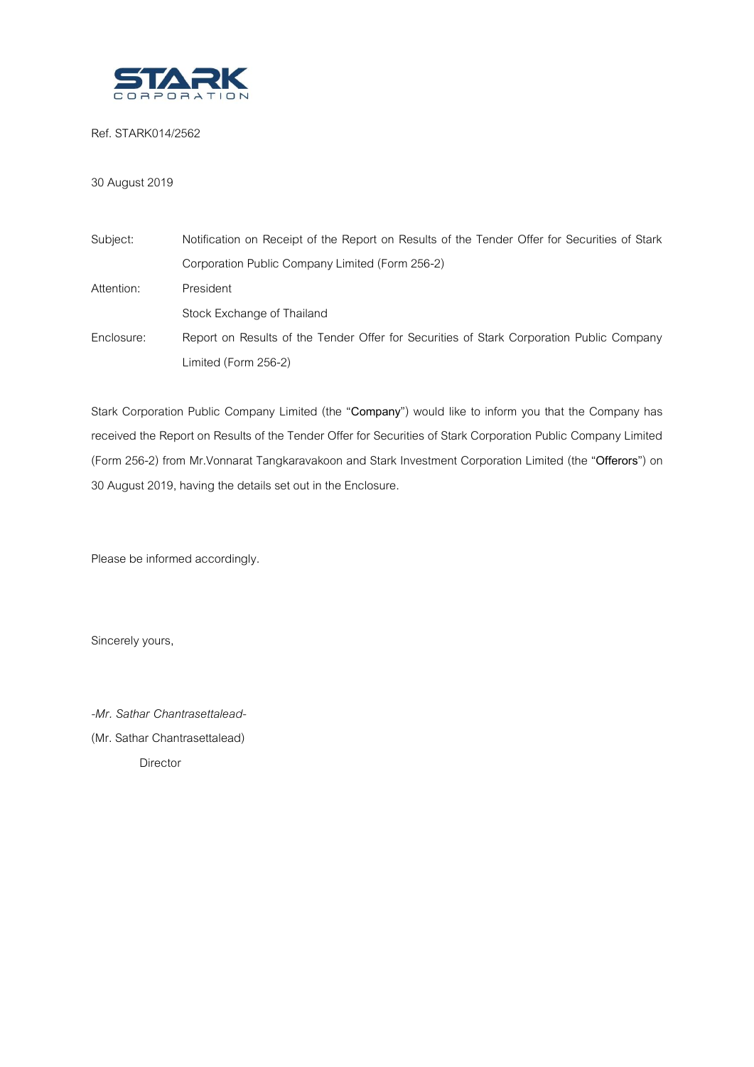STARK
CORPORATION

Ref. STARK014/2562

30 August 2019

Subject: Notification on Receipt of the Report on Results of the Tender Offer for Securities of Stark Corporation Public Company Limited (Form 256-2)

Attention: President
Stock Exchange of Thailand

Enclosure: Report on Results of the Tender Offer for Securities of Stark Corporation Public Company Limited (Form 256-2)

Stark Corporation Public Company Limited (the "**Company**") would like to inform you that the Company has received the Report on Results of the Tender Offer for Securities of Stark Corporation Public Company Limited (Form 256-2) from Mr.Vonnarat Tangkaravakoon and Stark Investment Corporation Limited (the "**Offerors**") on 30 August 2019, having the details set out in the Enclosure.

Please be informed accordingly.

Sincerely yours,

*-Mr. Sathar Chantrasettalead-*
(Mr. Sathar Chantrasettalead)
Director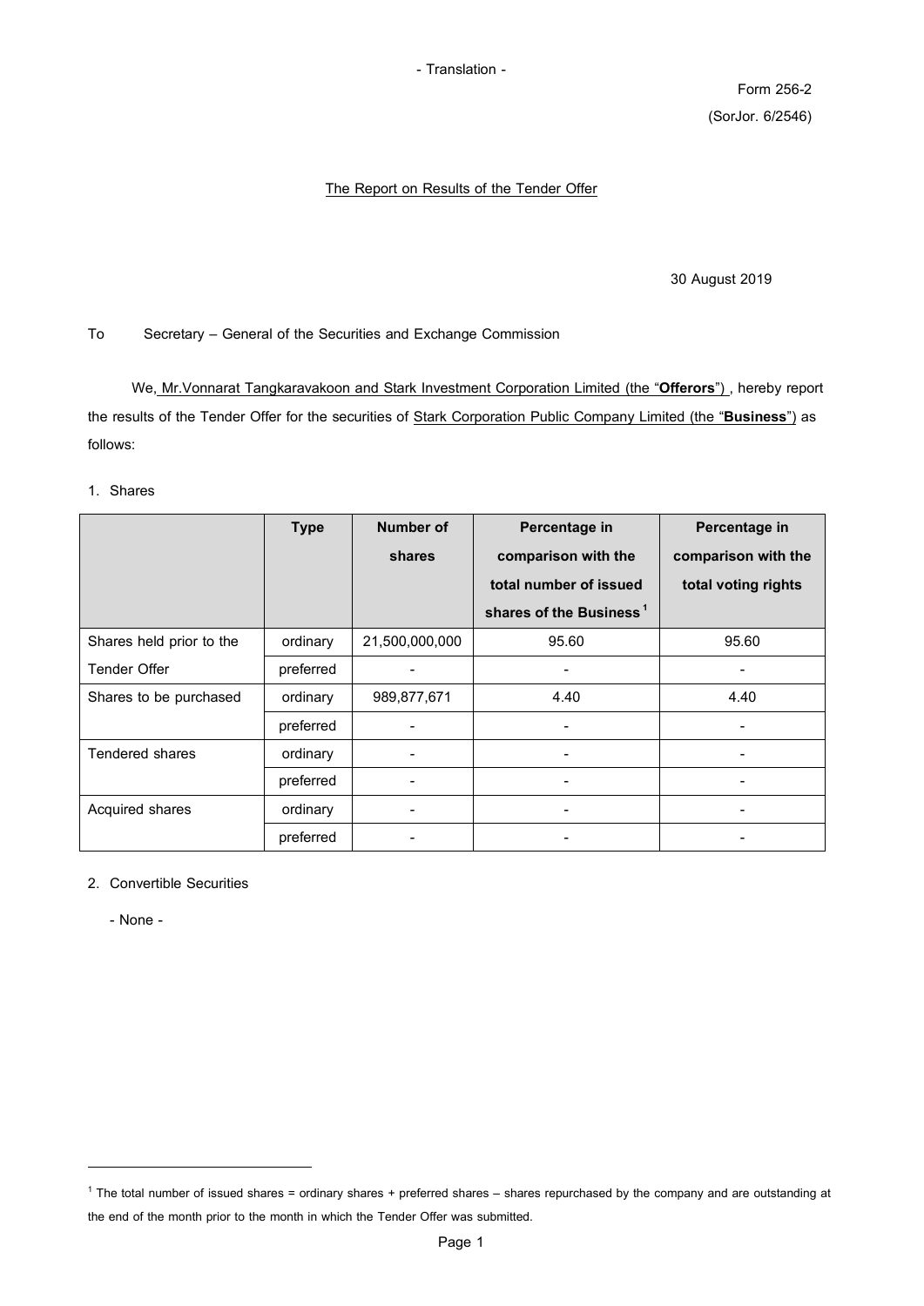- Translation -

Form 256-2

(SorJor. 6/2546)

## The Report on Results of the Tender Offer

30 August 2019

To Secretary – General of the Securities and Exchange Commission

We, Mr.Vonnarat Tangkaravakoon and Stark Investment Corporation Limited (the "**Offerors**") , hereby report the results of the Tender Offer for the securities of Stark Corporation Public Company Limited (the "**Business**") as follows:

1. Shares

| | Type | Number of shares | Percentage in comparison with the total number of issued shares of the Business[1] | Percentage in comparison with the total voting rights |
|---|---|---|---|---|
| Shares held prior to the Tender Offer | ordinary | 21,500,000,000 | 95.60 | 95.60 |
| | preferred | - | - | - |
| Shares to be purchased | ordinary | 989,877,671 | 4.40 | 4.40 |
| | preferred | - | - | - |
| Tendered shares | ordinary | - | - | - |
| | preferred | - | - | - |
| Acquired shares | ordinary | - | - | - |
| | preferred | - | - | - |

2. Convertible Securities

- None -

[1] The total number of issued shares = ordinary shares + preferred shares – shares repurchased by the company and are outstanding at the end of the month prior to the month in which the Tender Offer was submitted.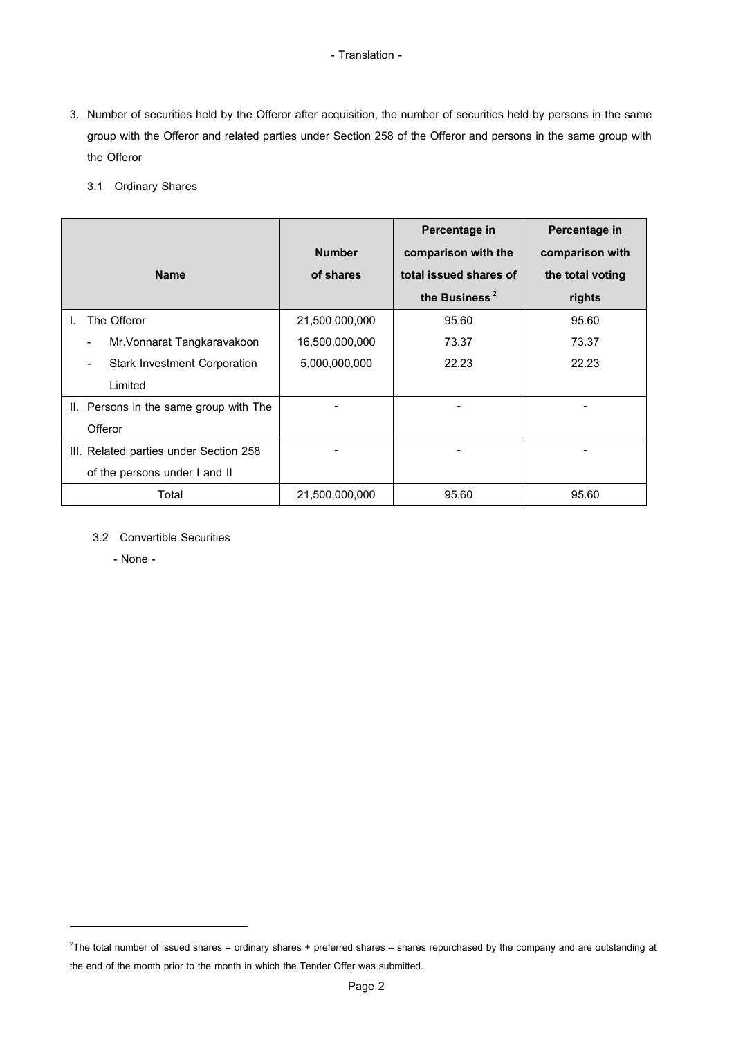- Translation -

3. Number of securities held by the Offeror after acquisition, the number of securities held by persons in the same group with the Offeror and related parties under Section 258 of the Offeror and persons in the same group with the Offeror

   3.1 Ordinary Shares

| Name | Number of shares | Percentage in comparison with the total issued shares of the Business[2] | Percentage in comparison with the total voting rights |
|---|---|---|---|
| I. The Offeror | 21,500,000,000 | 95.60 | 95.60 |
| - Mr.Vonnarat Tangkaravakoon | 16,500,000,000 | 73.37 | 73.37 |
| - Stark Investment Corporation Limited | 5,000,000,000 | 22.23 | 22.23 |
| II. Persons in the same group with The Offeror | - | - | - |
| III. Related parties under Section 258 of the persons under I and II | - | - | - |
| Total | 21,500,000,000 | 95.60 | 95.60 |

   3.2 Convertible Securities

   - None -

[2] The total number of issued shares = ordinary shares + preferred shares – shares repurchased by the company and are outstanding at the end of the month prior to the month in which the Tender Offer was submitted.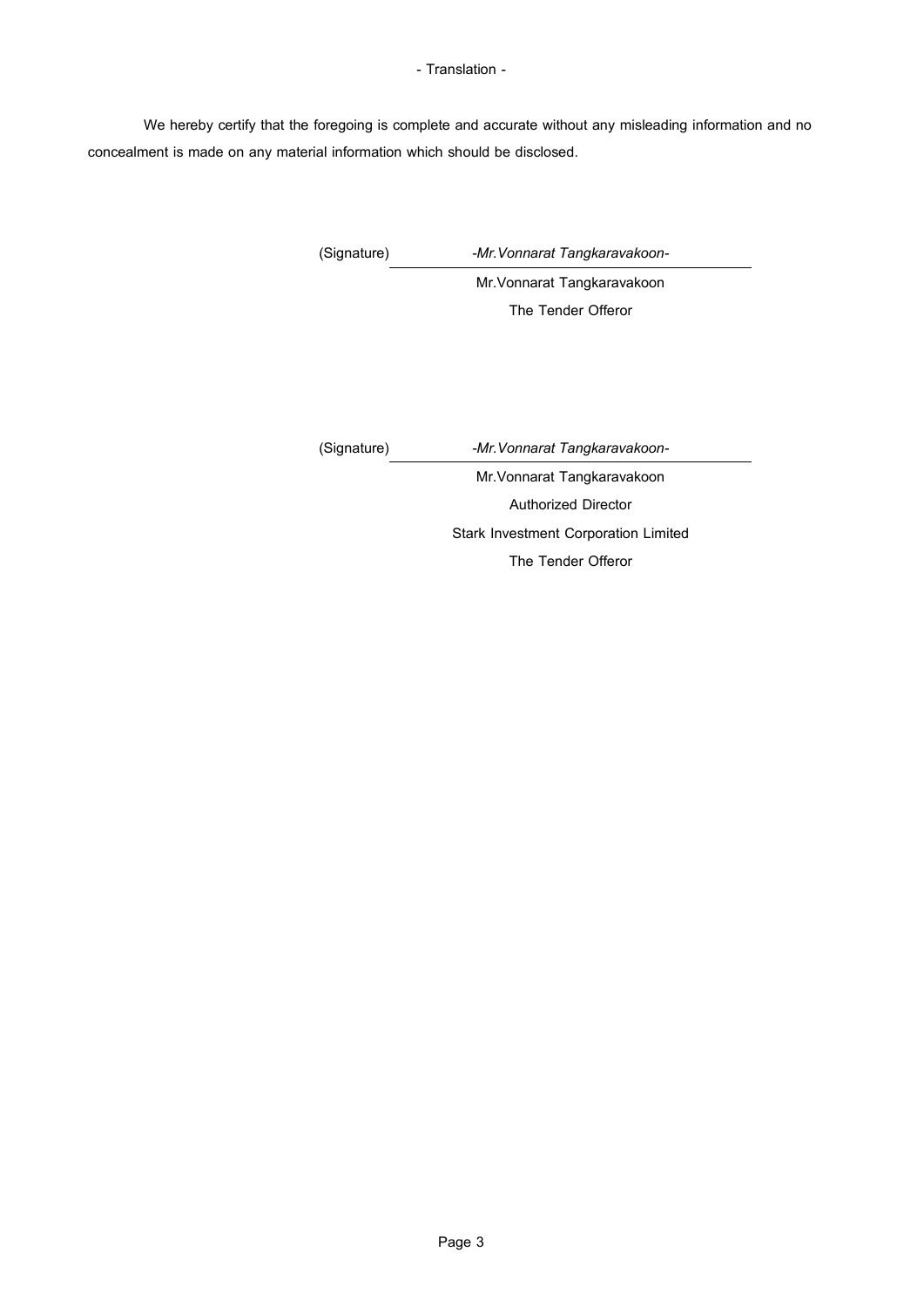- Translation -

We hereby certify that the foregoing is complete and accurate without any misleading information and no concealment is made on any material information which should be disclosed.

(Signature) *-Mr.Vonnarat Tangkaravakoon-*

Mr.Vonnarat Tangkaravakoon

The Tender Offeror

(Signature) *-Mr.Vonnarat Tangkaravakoon-*

Mr.Vonnarat Tangkaravakoon

Authorized Director

Stark Investment Corporation Limited

The Tender Offeror